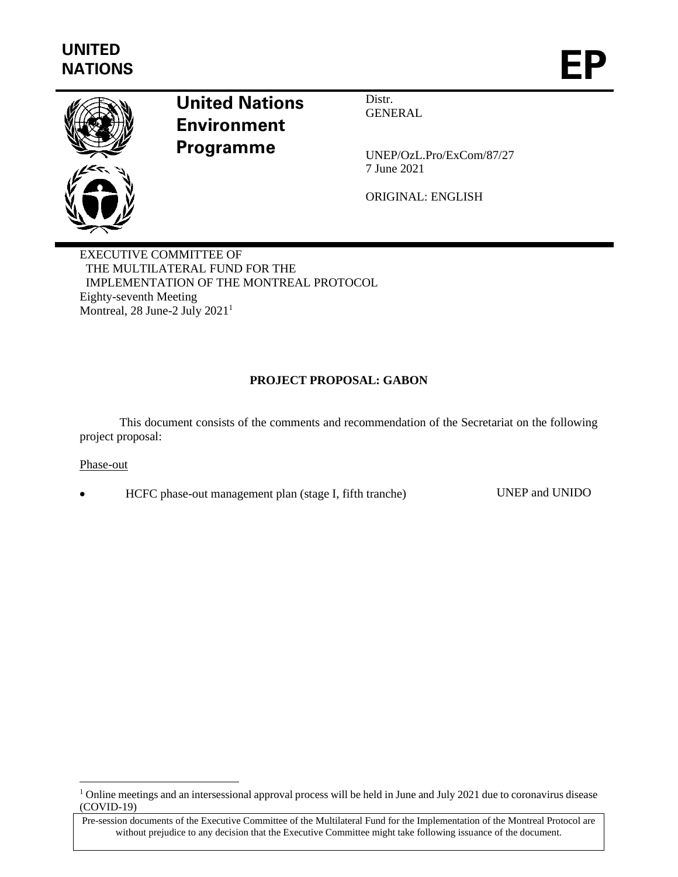UNITED NATIONS

EP

**United Nations Environment Programme**

Distr.
GENERAL

UNEP/OzL.Pro/ExCom/87/27
7 June 2021

ORIGINAL: ENGLISH

EXECUTIVE COMMITTEE OF
THE MULTILATERAL FUND FOR THE
IMPLEMENTATION OF THE MONTREAL PROTOCOL
Eighty-seventh Meeting
Montreal, 28 June-2 July 2021[1]

**PROJECT PROPOSAL: GABON**

This document consists of the comments and recommendation of the Secretariat on the following project proposal:

Phase-out

- HCFC phase-out management plan (stage I, fifth tranche) UNEP and UNIDO

[1] Online meetings and an intersessional approval process will be held in June and July 2021 due to coronavirus disease (COVID-19)

Pre-session documents of the Executive Committee of the Multilateral Fund for the Implementation of the Montreal Protocol are without prejudice to any decision that the Executive Committee might take following issuance of the document.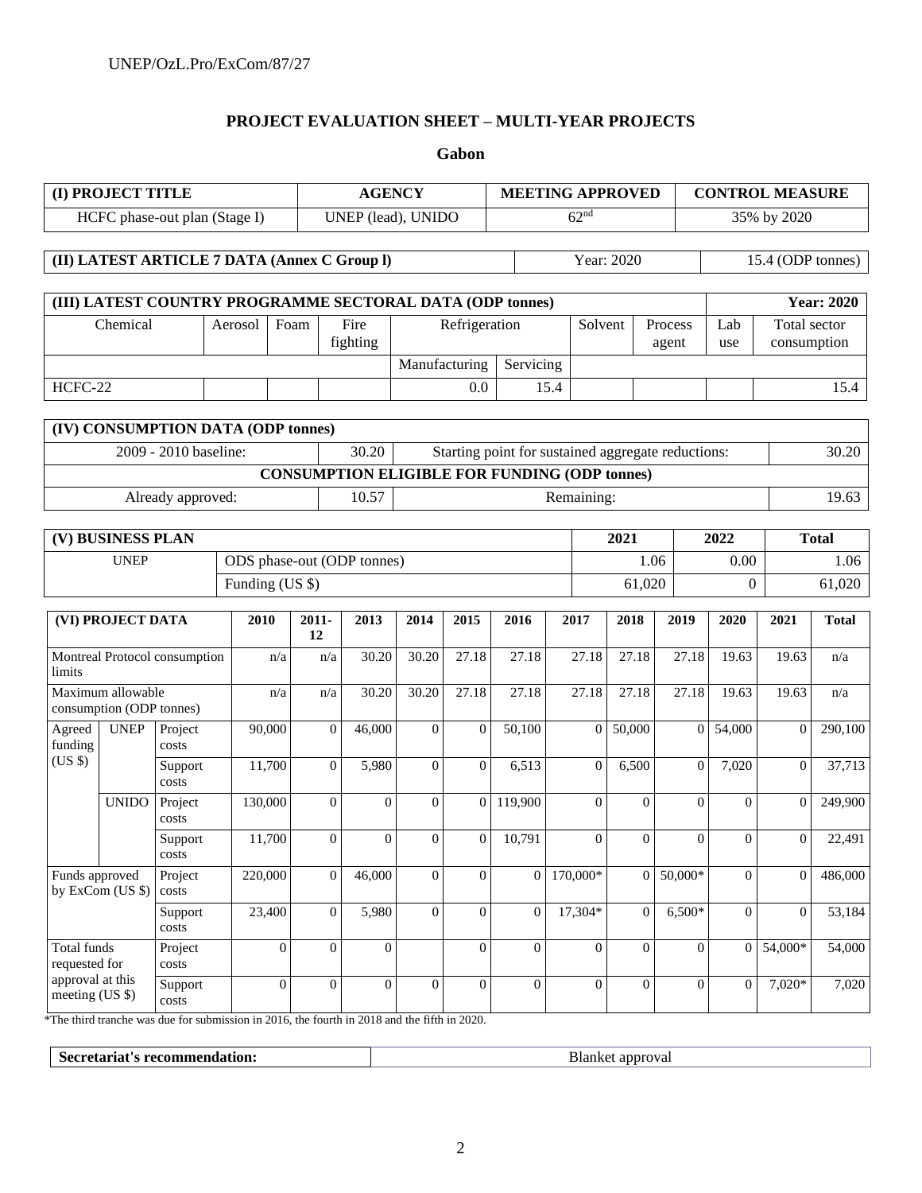## PROJECT EVALUATION SHEET – MULTI-YEAR PROJECTS

### Gabon

| (I) PROJECT TITLE | AGENCY | MEETING APPROVED | CONTROL MEASURE |
|---|---|---|---|
| HCFC phase-out plan (Stage I) | UNEP (lead), UNIDO | 62nd | 35% by 2020 |

| (II) LATEST ARTICLE 7 DATA (Annex C Group l) | Year: 2020 | 15.4 (ODP tonnes) |
|---|---|---|

| (III) LATEST COUNTRY PROGRAMME SECTORAL DATA (ODP tonnes) | | | | | | | | | | Year: 2020 |
|---|---|---|---|---|---|---|---|---|---|---|
| Chemical | Aerosol | Foam | Fire fighting | Refrigeration | | Solvent | Process agent | Lab use | Total sector consumption |
| | | | | Manufacturing | Servicing | | | | |
| HCFC-22 | | | | 0.0 | 15.4 | | | | 15.4 |

| (IV) CONSUMPTION DATA (ODP tonnes) | | | |
|---|---|---|---|
| 2009 - 2010 baseline: | 30.20 | Starting point for sustained aggregate reductions: | 30.20 |
| CONSUMPTION ELIGIBLE FOR FUNDING (ODP tonnes) | | | |
| Already approved: | 10.57 | Remaining: | 19.63 |

| (V) BUSINESS PLAN | | 2021 | 2022 | Total |
|---|---|---|---|---|
| UNEP | ODS phase-out (ODP tonnes) | 1.06 | 0.00 | 1.06 |
| | Funding (US $) | 61,020 | 0 | 61,020 |

| (VI) PROJECT DATA | | | 2010 | 2011-12 | 2013 | 2014 | 2015 | 2016 | 2017 | 2018 | 2019 | 2020 | 2021 | Total |
|---|---|---|---|---|---|---|---|---|---|---|---|---|---|---|
| Montreal Protocol consumption limits | | | n/a | n/a | 30.20 | 30.20 | 27.18 | 27.18 | 27.18 | 27.18 | 27.18 | 19.63 | 19.63 | n/a |
| Maximum allowable consumption (ODP tonnes) | | | n/a | n/a | 30.20 | 30.20 | 27.18 | 27.18 | 27.18 | 27.18 | 27.18 | 19.63 | 19.63 | n/a |
| Agreed funding (US $) | UNEP | Project costs | 90,000 | 0 | 46,000 | 0 | 0 | 50,100 | 0 | 50,000 | 0 | 54,000 | 0 | 290,100 |
| | | Support costs | 11,700 | 0 | 5,980 | 0 | 0 | 6,513 | 0 | 6,500 | 0 | 7,020 | 0 | 37,713 |
| | UNIDO | Project costs | 130,000 | 0 | 0 | 0 | 0 | 119,900 | 0 | 0 | 0 | 0 | 0 | 249,900 |
| | | Support costs | 11,700 | 0 | 0 | 0 | 0 | 10,791 | 0 | 0 | 0 | 0 | 0 | 22,491 |
| Funds approved by ExCom (US $) | | Project costs | 220,000 | 0 | 46,000 | 0 | 0 | 0 | 170,000* | 0 | 50,000* | 0 | 0 | 486,000 |
| | | Support costs | 23,400 | 0 | 5,980 | 0 | 0 | 0 | 17,304* | 0 | 6,500* | 0 | 0 | 53,184 |
| Total funds requested for approval at this meeting (US $) | | Project costs | 0 | 0 | 0 | | 0 | 0 | 0 | 0 | 0 | 0 | 54,000* | 54,000 |
| | | Support costs | 0 | 0 | 0 | 0 | 0 | 0 | 0 | 0 | 0 | 0 | 7,020* | 7,020 |

*The third tranche was due for submission in 2016, the fourth in 2018 and the fifth in 2020.

| Secretariat's recommendation: | Blanket approval |
|---|---|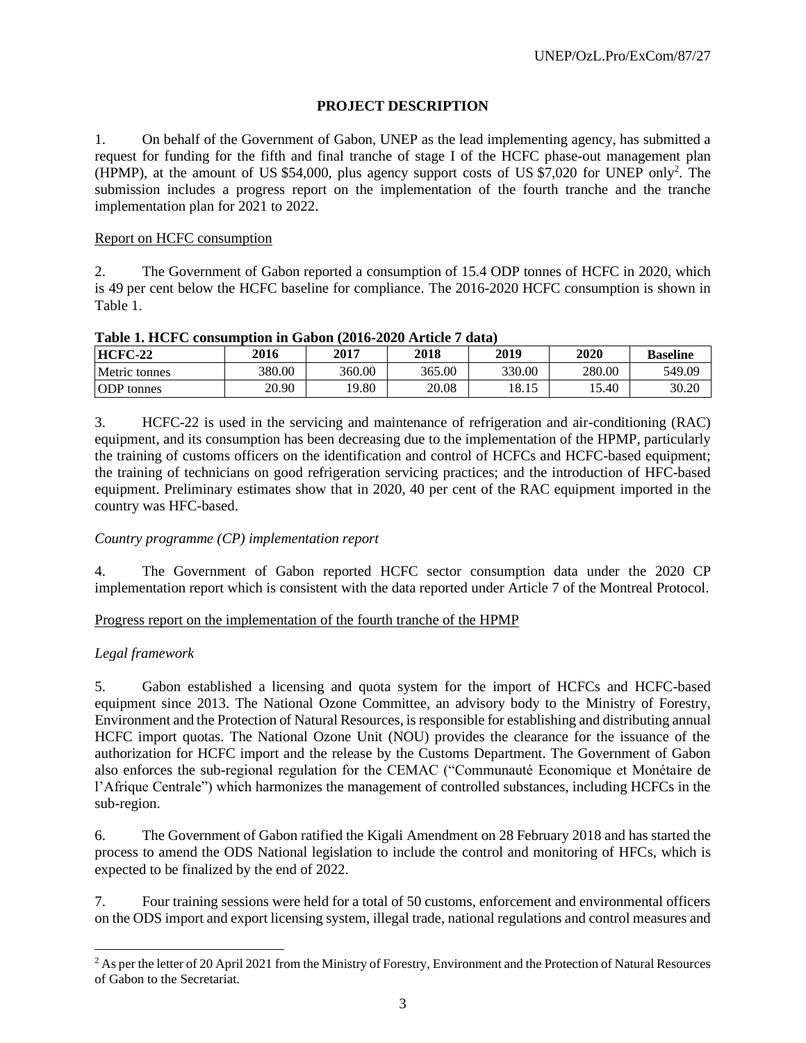## PROJECT DESCRIPTION

1. On behalf of the Government of Gabon, UNEP as the lead implementing agency, has submitted a request for funding for the fifth and final tranche of stage I of the HCFC phase-out management plan (HPMP), at the amount of US $54,000, plus agency support costs of US $7,020 for UNEP only[2]. The submission includes a progress report on the implementation of the fourth tranche and the tranche implementation plan for 2021 to 2022.

Report on HCFC consumption

2. The Government of Gabon reported a consumption of 15.4 ODP tonnes of HCFC in 2020, which is 49 per cent below the HCFC baseline for compliance. The 2016-2020 HCFC consumption is shown in Table 1.

**Table 1. HCFC consumption in Gabon (2016-2020 Article 7 data)**

| HCFC-22 | 2016 | 2017 | 2018 | 2019 | 2020 | Baseline |
|---|---|---|---|---|---|---|
| Metric tonnes | 380.00 | 360.00 | 365.00 | 330.00 | 280.00 | 549.09 |
| ODP tonnes | 20.90 | 19.80 | 20.08 | 18.15 | 15.40 | 30.20 |

3. HCFC-22 is used in the servicing and maintenance of refrigeration and air-conditioning (RAC) equipment, and its consumption has been decreasing due to the implementation of the HPMP, particularly the training of customs officers on the identification and control of HCFCs and HCFC-based equipment; the training of technicians on good refrigeration servicing practices; and the introduction of HFC-based equipment. Preliminary estimates show that in 2020, 40 per cent of the RAC equipment imported in the country was HFC-based.

*Country programme (CP) implementation report*

4. The Government of Gabon reported HCFC sector consumption data under the 2020 CP implementation report which is consistent with the data reported under Article 7 of the Montreal Protocol.

Progress report on the implementation of the fourth tranche of the HPMP

*Legal framework*

5. Gabon established a licensing and quota system for the import of HCFCs and HCFC-based equipment since 2013. The National Ozone Committee, an advisory body to the Ministry of Forestry, Environment and the Protection of Natural Resources, is responsible for establishing and distributing annual HCFC import quotas. The National Ozone Unit (NOU) provides the clearance for the issuance of the authorization for HCFC import and the release by the Customs Department. The Government of Gabon also enforces the sub-regional regulation for the CEMAC ("Communauté Economique et Monétaire de l'Afrique Centrale") which harmonizes the management of controlled substances, including HCFCs in the sub-region.

6. The Government of Gabon ratified the Kigali Amendment on 28 February 2018 and has started the process to amend the ODS National legislation to include the control and monitoring of HFCs, which is expected to be finalized by the end of 2022.

7. Four training sessions were held for a total of 50 customs, enforcement and environmental officers on the ODS import and export licensing system, illegal trade, national regulations and control measures and

---

[2] As per the letter of 20 April 2021 from the Ministry of Forestry, Environment and the Protection of Natural Resources of Gabon to the Secretariat.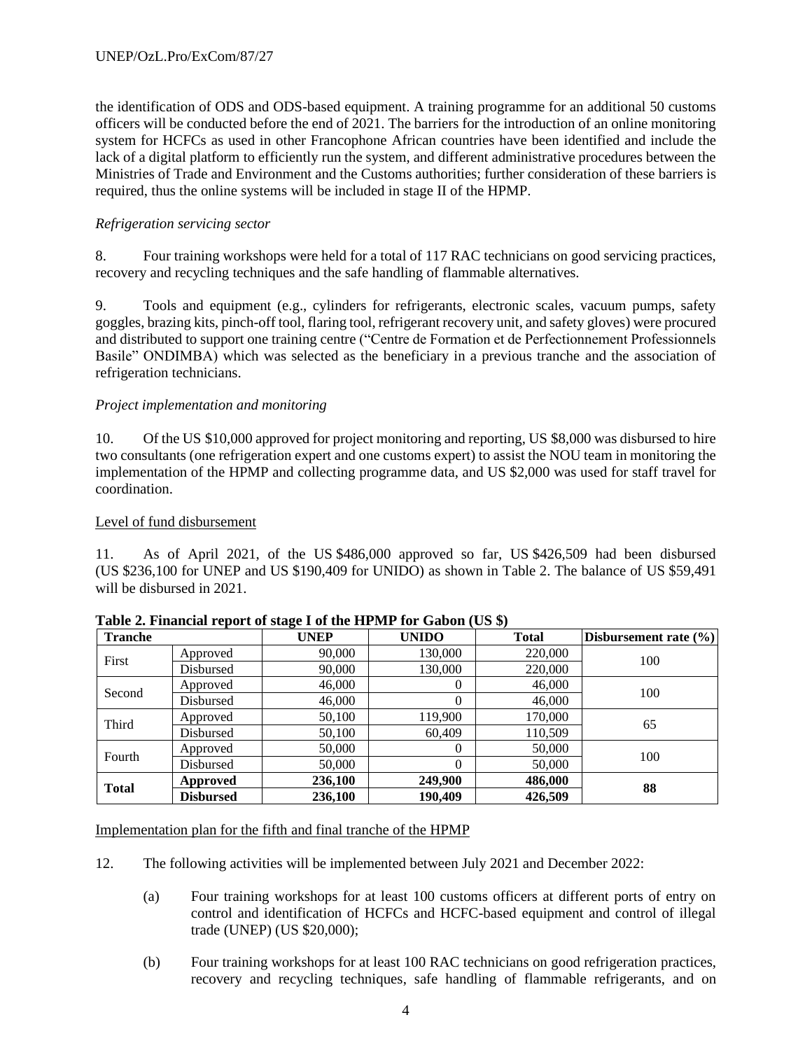the identification of ODS and ODS-based equipment. A training programme for an additional 50 customs officers will be conducted before the end of 2021. The barriers for the introduction of an online monitoring system for HCFCs as used in other Francophone African countries have been identified and include the lack of a digital platform to efficiently run the system, and different administrative procedures between the Ministries of Trade and Environment and the Customs authorities; further consideration of these barriers is required, thus the online systems will be included in stage II of the HPMP.

*Refrigeration servicing sector*

8. Four training workshops were held for a total of 117 RAC technicians on good servicing practices, recovery and recycling techniques and the safe handling of flammable alternatives.

9. Tools and equipment (e.g., cylinders for refrigerants, electronic scales, vacuum pumps, safety goggles, brazing kits, pinch-off tool, flaring tool, refrigerant recovery unit, and safety gloves) were procured and distributed to support one training centre ("Centre de Formation et de Perfectionnement Professionnels Basile" ONDIMBA) which was selected as the beneficiary in a previous tranche and the association of refrigeration technicians.

*Project implementation and monitoring*

10. Of the US $10,000 approved for project monitoring and reporting, US $8,000 was disbursed to hire two consultants (one refrigeration expert and one customs expert) to assist the NOU team in monitoring the implementation of the HPMP and collecting programme data, and US $2,000 was used for staff travel for coordination.

Level of fund disbursement

11. As of April 2021, of the US $486,000 approved so far, US $426,509 had been disbursed (US $236,100 for UNEP and US $190,409 for UNIDO) as shown in Table 2. The balance of US $59,491 will be disbursed in 2021.

**Table 2. Financial report of stage I of the HPMP for Gabon (US $)**

| Tranche | | UNEP | UNIDO | Total | Disbursement rate (%) |
|---|---|---|---|---|---|
| First | Approved | 90,000 | 130,000 | 220,000 | 100 |
| | Disbursed | 90,000 | 130,000 | 220,000 | |
| Second | Approved | 46,000 | 0 | 46,000 | 100 |
| | Disbursed | 46,000 | 0 | 46,000 | |
| Third | Approved | 50,100 | 119,900 | 170,000 | 65 |
| | Disbursed | 50,100 | 60,409 | 110,509 | |
| Fourth | Approved | 50,000 | 0 | 50,000 | 100 |
| | Disbursed | 50,000 | 0 | 50,000 | |
| **Total** | **Approved** | **236,100** | **249,900** | **486,000** | **88** |
| | **Disbursed** | **236,100** | **190,409** | **426,509** | |

Implementation plan for the fifth and final tranche of the HPMP

12. The following activities will be implemented between July 2021 and December 2022:

(a) Four training workshops for at least 100 customs officers at different ports of entry on control and identification of HCFCs and HCFC-based equipment and control of illegal trade (UNEP) (US $20,000);

(b) Four training workshops for at least 100 RAC technicians on good refrigeration practices, recovery and recycling techniques, safe handling of flammable refrigerants, and on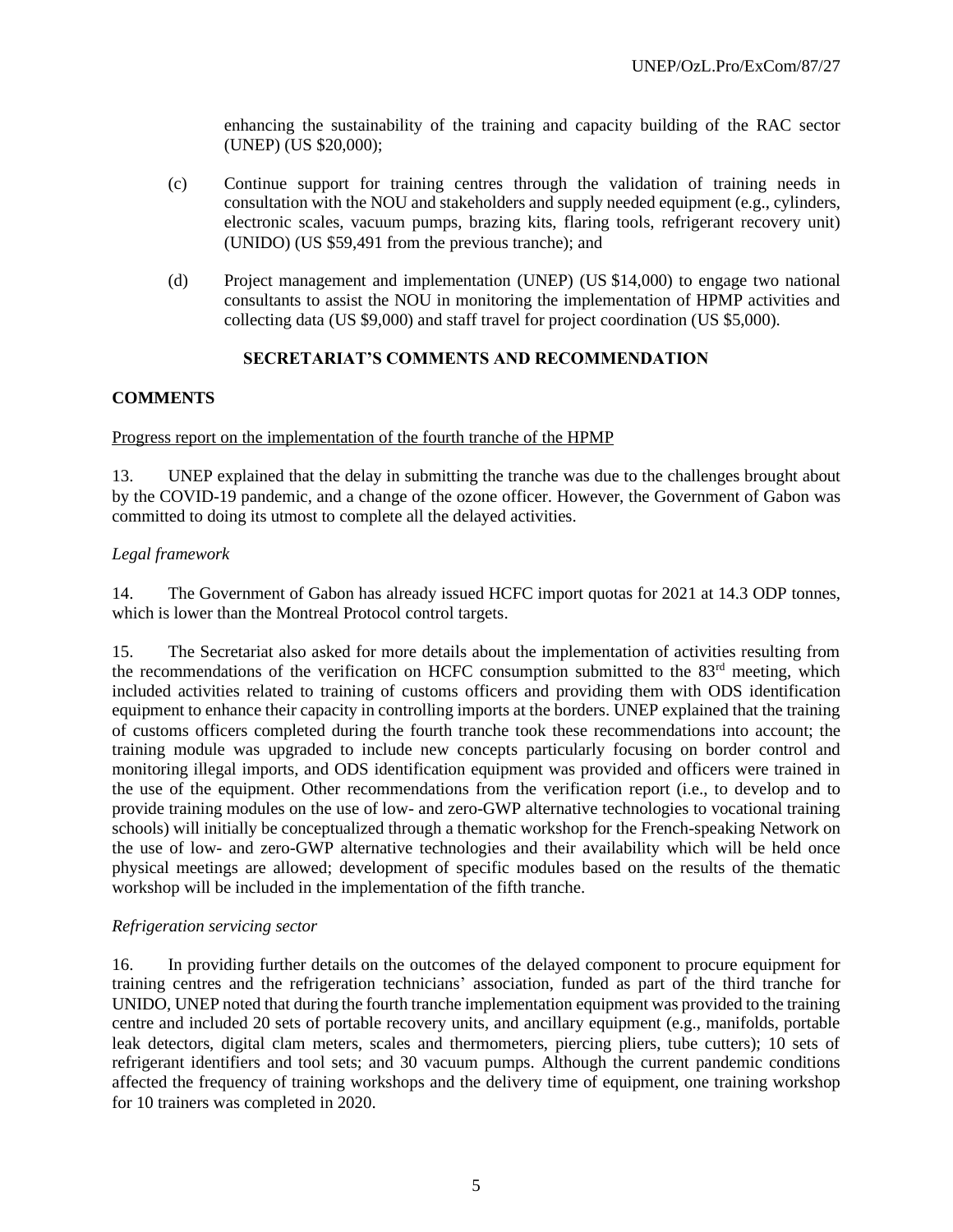enhancing the sustainability of the training and capacity building of the RAC sector (UNEP) (US $20,000);

(c) Continue support for training centres through the validation of training needs in consultation with the NOU and stakeholders and supply needed equipment (e.g., cylinders, electronic scales, vacuum pumps, brazing kits, flaring tools, refrigerant recovery unit) (UNIDO) (US $59,491 from the previous tranche); and

(d) Project management and implementation (UNEP) (US $14,000) to engage two national consultants to assist the NOU in monitoring the implementation of HPMP activities and collecting data (US $9,000) and staff travel for project coordination (US $5,000).

## SECRETARIAT'S COMMENTS AND RECOMMENDATION

### COMMENTS

Progress report on the implementation of the fourth tranche of the HPMP

13. UNEP explained that the delay in submitting the tranche was due to the challenges brought about by the COVID-19 pandemic, and a change of the ozone officer. However, the Government of Gabon was committed to doing its utmost to complete all the delayed activities.

*Legal framework*

14. The Government of Gabon has already issued HCFC import quotas for 2021 at 14.3 ODP tonnes, which is lower than the Montreal Protocol control targets.

15. The Secretariat also asked for more details about the implementation of activities resulting from the recommendations of the verification on HCFC consumption submitted to the 83rd meeting, which included activities related to training of customs officers and providing them with ODS identification equipment to enhance their capacity in controlling imports at the borders. UNEP explained that the training of customs officers completed during the fourth tranche took these recommendations into account; the training module was upgraded to include new concepts particularly focusing on border control and monitoring illegal imports, and ODS identification equipment was provided and officers were trained in the use of the equipment. Other recommendations from the verification report (i.e., to develop and to provide training modules on the use of low- and zero-GWP alternative technologies to vocational training schools) will initially be conceptualized through a thematic workshop for the French-speaking Network on the use of low- and zero-GWP alternative technologies and their availability which will be held once physical meetings are allowed; development of specific modules based on the results of the thematic workshop will be included in the implementation of the fifth tranche.

*Refrigeration servicing sector*

16. In providing further details on the outcomes of the delayed component to procure equipment for training centres and the refrigeration technicians' association, funded as part of the third tranche for UNIDO, UNEP noted that during the fourth tranche implementation equipment was provided to the training centre and included 20 sets of portable recovery units, and ancillary equipment (e.g., manifolds, portable leak detectors, digital clam meters, scales and thermometers, piercing pliers, tube cutters); 10 sets of refrigerant identifiers and tool sets; and 30 vacuum pumps. Although the current pandemic conditions affected the frequency of training workshops and the delivery time of equipment, one training workshop for 10 trainers was completed in 2020.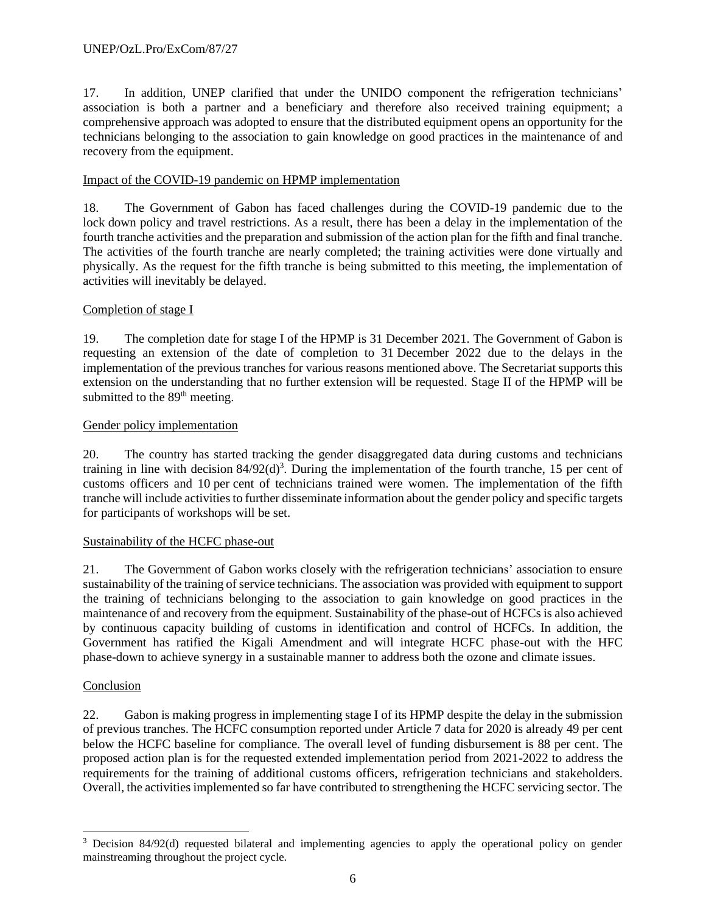17. In addition, UNEP clarified that under the UNIDO component the refrigeration technicians' association is both a partner and a beneficiary and therefore also received training equipment; a comprehensive approach was adopted to ensure that the distributed equipment opens an opportunity for the technicians belonging to the association to gain knowledge on good practices in the maintenance of and recovery from the equipment.

Impact of the COVID-19 pandemic on HPMP implementation

18. The Government of Gabon has faced challenges during the COVID-19 pandemic due to the lock down policy and travel restrictions. As a result, there has been a delay in the implementation of the fourth tranche activities and the preparation and submission of the action plan for the fifth and final tranche. The activities of the fourth tranche are nearly completed; the training activities were done virtually and physically. As the request for the fifth tranche is being submitted to this meeting, the implementation of activities will inevitably be delayed.

Completion of stage I

19. The completion date for stage I of the HPMP is 31 December 2021. The Government of Gabon is requesting an extension of the date of completion to 31 December 2022 due to the delays in the implementation of the previous tranches for various reasons mentioned above. The Secretariat supports this extension on the understanding that no further extension will be requested. Stage II of the HPMP will be submitted to the 89th meeting.

Gender policy implementation

20. The country has started tracking the gender disaggregated data during customs and technicians training in line with decision 84/92(d)[3]. During the implementation of the fourth tranche, 15 per cent of customs officers and 10 per cent of technicians trained were women. The implementation of the fifth tranche will include activities to further disseminate information about the gender policy and specific targets for participants of workshops will be set.

Sustainability of the HCFC phase-out

21. The Government of Gabon works closely with the refrigeration technicians' association to ensure sustainability of the training of service technicians. The association was provided with equipment to support the training of technicians belonging to the association to gain knowledge on good practices in the maintenance of and recovery from the equipment. Sustainability of the phase-out of HCFCs is also achieved by continuous capacity building of customs in identification and control of HCFCs. In addition, the Government has ratified the Kigali Amendment and will integrate HCFC phase-out with the HFC phase-down to achieve synergy in a sustainable manner to address both the ozone and climate issues.

Conclusion

22. Gabon is making progress in implementing stage I of its HPMP despite the delay in the submission of previous tranches. The HCFC consumption reported under Article 7 data for 2020 is already 49 per cent below the HCFC baseline for compliance. The overall level of funding disbursement is 88 per cent. The proposed action plan is for the requested extended implementation period from 2021-2022 to address the requirements for the training of additional customs officers, refrigeration technicians and stakeholders. Overall, the activities implemented so far have contributed to strengthening the HCFC servicing sector. The

[3] Decision 84/92(d) requested bilateral and implementing agencies to apply the operational policy on gender mainstreaming throughout the project cycle.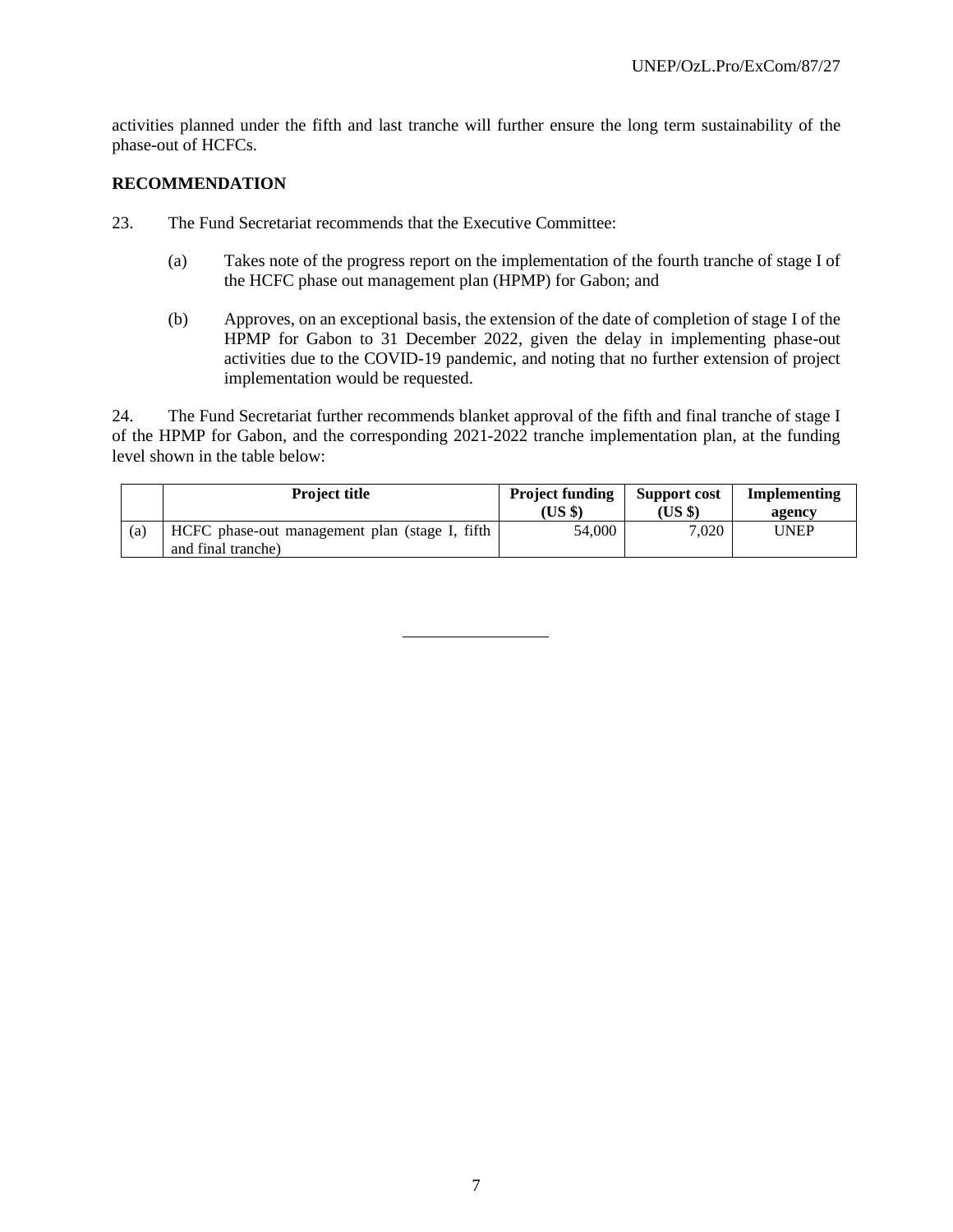activities planned under the fifth and last tranche will further ensure the long term sustainability of the phase-out of HCFCs.

**RECOMMENDATION**

23. The Fund Secretariat recommends that the Executive Committee:

(a) Takes note of the progress report on the implementation of the fourth tranche of stage I of the HCFC phase out management plan (HPMP) for Gabon; and

(b) Approves, on an exceptional basis, the extension of the date of completion of stage I of the HPMP for Gabon to 31 December 2022, given the delay in implementing phase-out activities due to the COVID-19 pandemic, and noting that no further extension of project implementation would be requested.

24. The Fund Secretariat further recommends blanket approval of the fifth and final tranche of stage I of the HPMP for Gabon, and the corresponding 2021-2022 tranche implementation plan, at the funding level shown in the table below:

| | Project title | Project funding (US $) | Support cost (US $) | Implementing agency |
|---|---|---|---|---|
| (a) | HCFC phase-out management plan (stage I, fifth and final tranche) | 54,000 | 7,020 | UNEP |